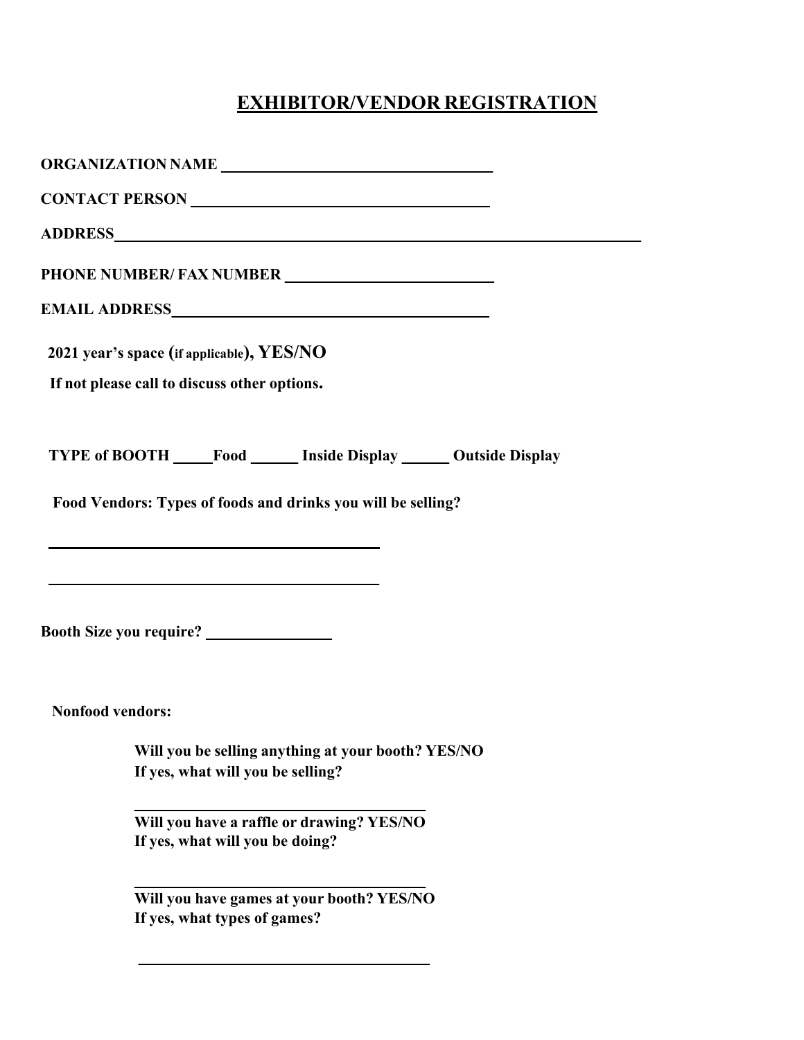# EXHIBITOR/VENDOR REGISTRATION

**ORGANIZATION NAME** ________________________________

**CONTACT PERSON** ________________________________

**ADDRESS** ________________________________________________________________

**PHONE NUMBER/ FAX NUMBER** ________________________

**EMAIL ADDRESS** ________________________________

**2021 year's space (if applicable), YES/NO**

**If not please call to discuss other options.**

**TYPE of BOOTH** _____ **Food** ______ **Inside Display** ______ **Outside Display**

**Food Vendors: Types of foods and drinks you will be selling?**

________________________________________

________________________________________

**Booth Size you require?** _______________

**Nonfood vendors:**

**Will you be selling anything at your booth? YES/NO**
**If yes, what will you be selling?**

____________________________________

**Will you have a raffle or drawing? YES/NO**
**If yes, what will you be doing?**

____________________________________

**Will you have games at your booth? YES/NO**
**If yes, what types of games?**

____________________________________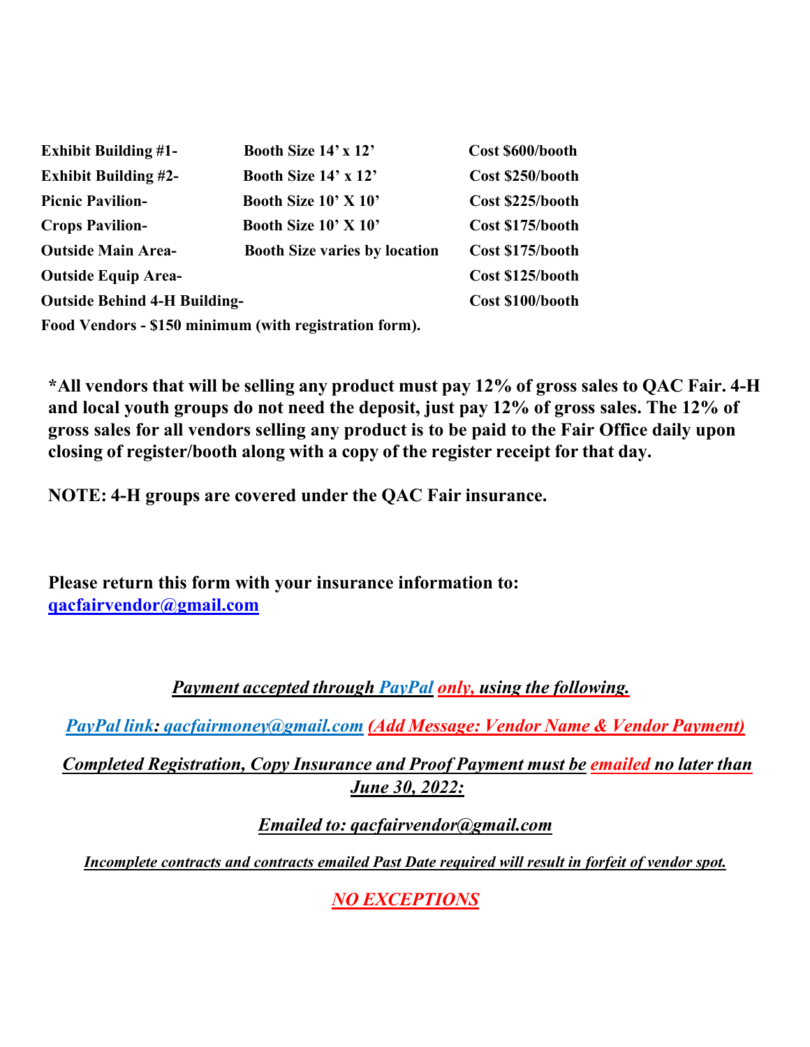| | | |
|---|---|---|
| **Exhibit Building #1-** | **Booth Size 14' x 12'** | **Cost $600/booth** |
| **Exhibit Building #2-** | **Booth Size 14' x 12'** | **Cost $250/booth** |
| **Picnic Pavilion-** | **Booth Size 10' X 10'** | **Cost $225/booth** |
| **Crops Pavilion-** | **Booth Size 10' X 10'** | **Cost $175/booth** |
| **Outside Main Area-** | **Booth Size varies by location** | **Cost $175/booth** |
| **Outside Equip Area-** | | **Cost $125/booth** |
| **Outside Behind 4-H Building-** | | **Cost $100/booth** |

**Food Vendors - $150 minimum (with registration form).**

**\*All vendors that will be selling any product must pay 12% of gross sales to QAC Fair. 4-H and local youth groups do not need the deposit, just pay 12% of gross sales. The 12% of gross sales for all vendors selling any product is to be paid to the Fair Office daily upon closing of register/booth along with a copy of the register receipt for that day.**

**NOTE: 4-H groups are covered under the QAC Fair insurance.**

**Please return this form with your insurance information to:**
**qacfairvendor@gmail.com**

***Payment accepted through PayPal only, using the following.***

***PayPal link: qacfairmoney@gmail.com (Add Message: Vendor Name & Vendor Payment)***

***Completed Registration, Copy Insurance and Proof Payment must be emailed no later than June 30, 2022:***

***Emailed to: qacfairvendor@gmail.com***

***Incomplete contracts and contracts emailed Past Date required will result in forfeit of vendor spot.***

***NO EXCEPTIONS***